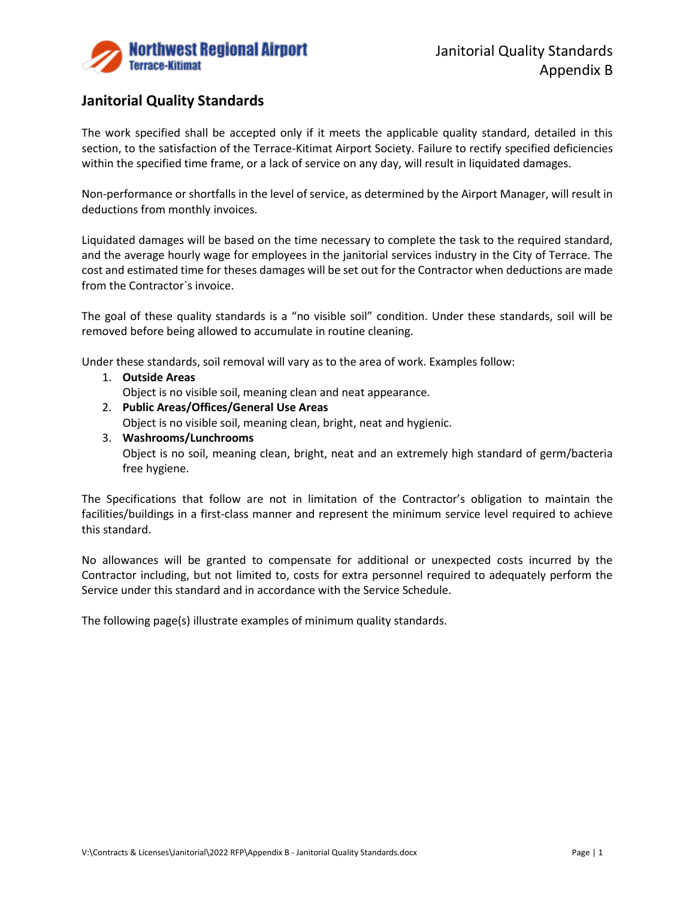## Janitorial Quality Standards

The work specified shall be accepted only if it meets the applicable quality standard, detailed in this section, to the satisfaction of the Terrace-Kitimat Airport Society. Failure to rectify specified deficiencies within the specified time frame, or a lack of service on any day, will result in liquidated damages.

Non-performance or shortfalls in the level of service, as determined by the Airport Manager, will result in deductions from monthly invoices.

Liquidated damages will be based on the time necessary to complete the task to the required standard, and the average hourly wage for employees in the janitorial services industry in the City of Terrace. The cost and estimated time for theses damages will be set out for the Contractor when deductions are made from the Contractor`s invoice.

The goal of these quality standards is a "no visible soil" condition. Under these standards, soil will be removed before being allowed to accumulate in routine cleaning.

Under these standards, soil removal will vary as to the area of work. Examples follow:

1. **Outside Areas**
   Object is no visible soil, meaning clean and neat appearance.
2. **Public Areas/Offices/General Use Areas**
   Object is no visible soil, meaning clean, bright, neat and hygienic.
3. **Washrooms/Lunchrooms**
   Object is no soil, meaning clean, bright, neat and an extremely high standard of germ/bacteria free hygiene.

The Specifications that follow are not in limitation of the Contractor's obligation to maintain the facilities/buildings in a first-class manner and represent the minimum service level required to achieve this standard.

No allowances will be granted to compensate for additional or unexpected costs incurred by the Contractor including, but not limited to, costs for extra personnel required to adequately perform the Service under this standard and in accordance with the Service Schedule.

The following page(s) illustrate examples of minimum quality standards.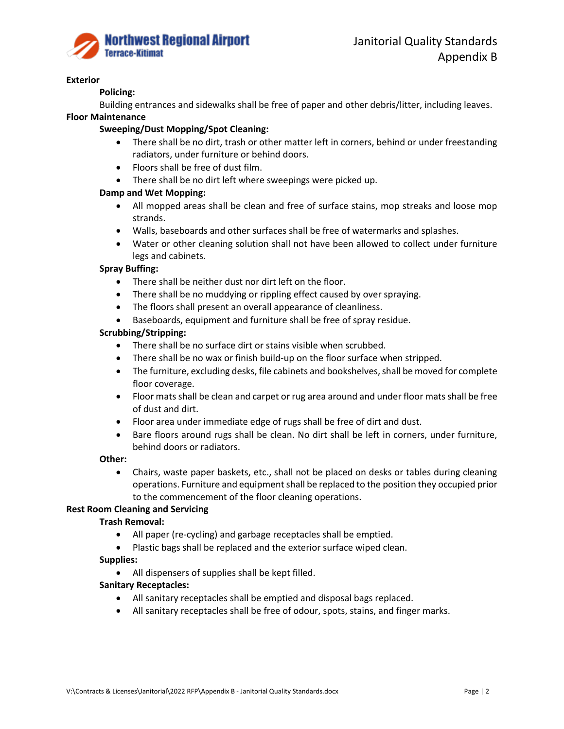**Exterior**

**Policing:**

Building entrances and sidewalks shall be free of paper and other debris/litter, including leaves.

**Floor Maintenance**

**Sweeping/Dust Mopping/Spot Cleaning:**

- There shall be no dirt, trash or other matter left in corners, behind or under freestanding radiators, under furniture or behind doors.
- Floors shall be free of dust film.
- There shall be no dirt left where sweepings were picked up.

**Damp and Wet Mopping:**

- All mopped areas shall be clean and free of surface stains, mop streaks and loose mop strands.
- Walls, baseboards and other surfaces shall be free of watermarks and splashes.
- Water or other cleaning solution shall not have been allowed to collect under furniture legs and cabinets.

**Spray Buffing:**

- There shall be neither dust nor dirt left on the floor.
- There shall be no muddying or rippling effect caused by over spraying.
- The floors shall present an overall appearance of cleanliness.
- Baseboards, equipment and furniture shall be free of spray residue.

**Scrubbing/Stripping:**

- There shall be no surface dirt or stains visible when scrubbed.
- There shall be no wax or finish build-up on the floor surface when stripped.
- The furniture, excluding desks, file cabinets and bookshelves, shall be moved for complete floor coverage.
- Floor mats shall be clean and carpet or rug area around and under floor mats shall be free of dust and dirt.
- Floor area under immediate edge of rugs shall be free of dirt and dust.
- Bare floors around rugs shall be clean. No dirt shall be left in corners, under furniture, behind doors or radiators.

**Other:**

- Chairs, waste paper baskets, etc., shall not be placed on desks or tables during cleaning operations. Furniture and equipment shall be replaced to the position they occupied prior to the commencement of the floor cleaning operations.

**Rest Room Cleaning and Servicing**

**Trash Removal:**

- All paper (re-cycling) and garbage receptacles shall be emptied.
- Plastic bags shall be replaced and the exterior surface wiped clean.

**Supplies:**

- All dispensers of supplies shall be kept filled.

**Sanitary Receptacles:**

- All sanitary receptacles shall be emptied and disposal bags replaced.
- All sanitary receptacles shall be free of odour, spots, stains, and finger marks.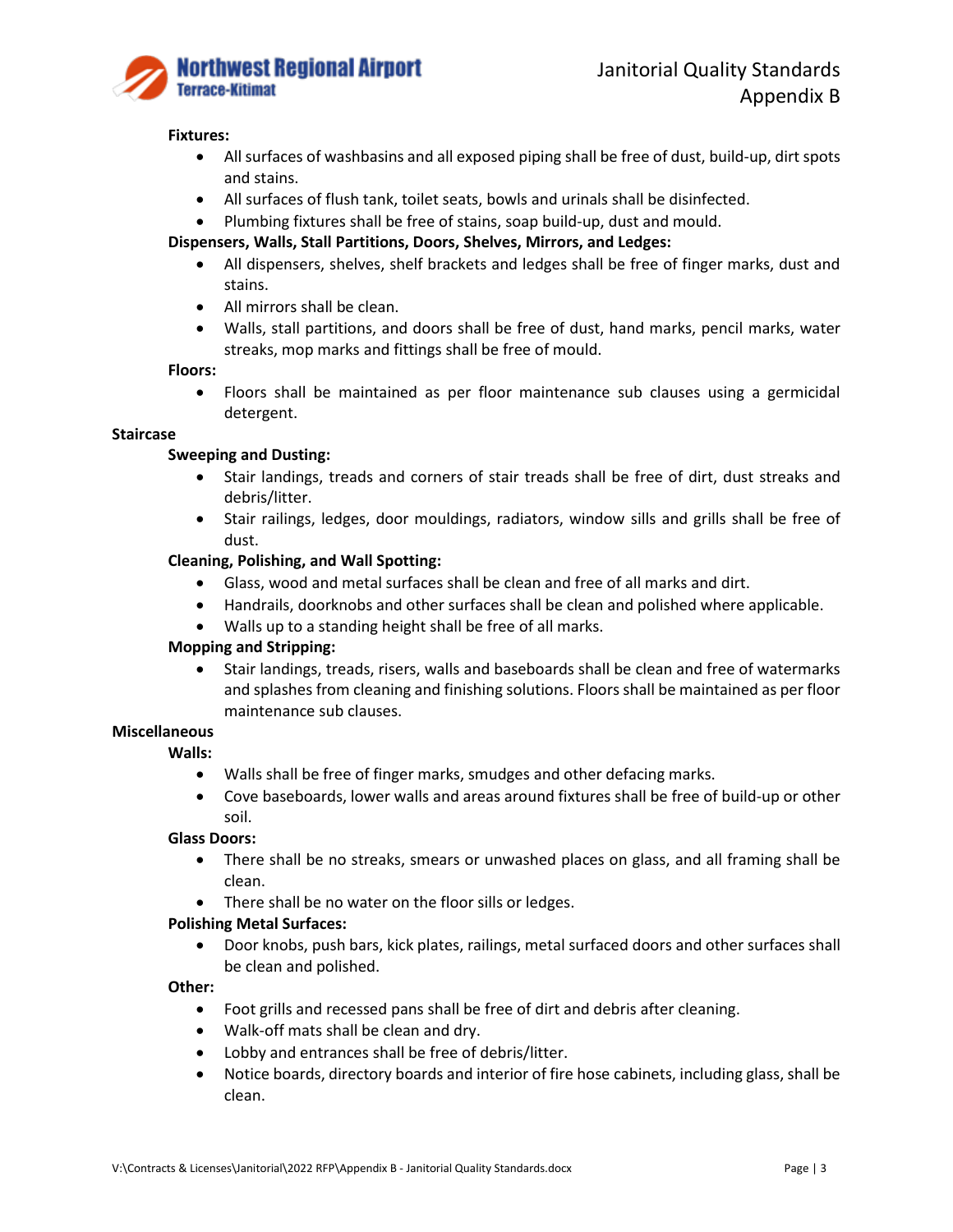**Fixtures:**

- All surfaces of washbasins and all exposed piping shall be free of dust, build-up, dirt spots and stains.
- All surfaces of flush tank, toilet seats, bowls and urinals shall be disinfected.
- Plumbing fixtures shall be free of stains, soap build-up, dust and mould.

**Dispensers, Walls, Stall Partitions, Doors, Shelves, Mirrors, and Ledges:**

- All dispensers, shelves, shelf brackets and ledges shall be free of finger marks, dust and stains.
- All mirrors shall be clean.
- Walls, stall partitions, and doors shall be free of dust, hand marks, pencil marks, water streaks, mop marks and fittings shall be free of mould.

**Floors:**

- Floors shall be maintained as per floor maintenance sub clauses using a germicidal detergent.

### Staircase

**Sweeping and Dusting:**

- Stair landings, treads and corners of stair treads shall be free of dirt, dust streaks and debris/litter.
- Stair railings, ledges, door mouldings, radiators, window sills and grills shall be free of dust.

**Cleaning, Polishing, and Wall Spotting:**

- Glass, wood and metal surfaces shall be clean and free of all marks and dirt.
- Handrails, doorknobs and other surfaces shall be clean and polished where applicable.
- Walls up to a standing height shall be free of all marks.

**Mopping and Stripping:**

- Stair landings, treads, risers, walls and baseboards shall be clean and free of watermarks and splashes from cleaning and finishing solutions. Floors shall be maintained as per floor maintenance sub clauses.

### Miscellaneous

**Walls:**

- Walls shall be free of finger marks, smudges and other defacing marks.
- Cove baseboards, lower walls and areas around fixtures shall be free of build-up or other soil.

**Glass Doors:**

- There shall be no streaks, smears or unwashed places on glass, and all framing shall be clean.
- There shall be no water on the floor sills or ledges.

**Polishing Metal Surfaces:**

- Door knobs, push bars, kick plates, railings, metal surfaced doors and other surfaces shall be clean and polished.

**Other:**

- Foot grills and recessed pans shall be free of dirt and debris after cleaning.
- Walk-off mats shall be clean and dry.
- Lobby and entrances shall be free of debris/litter.
- Notice boards, directory boards and interior of fire hose cabinets, including glass, shall be clean.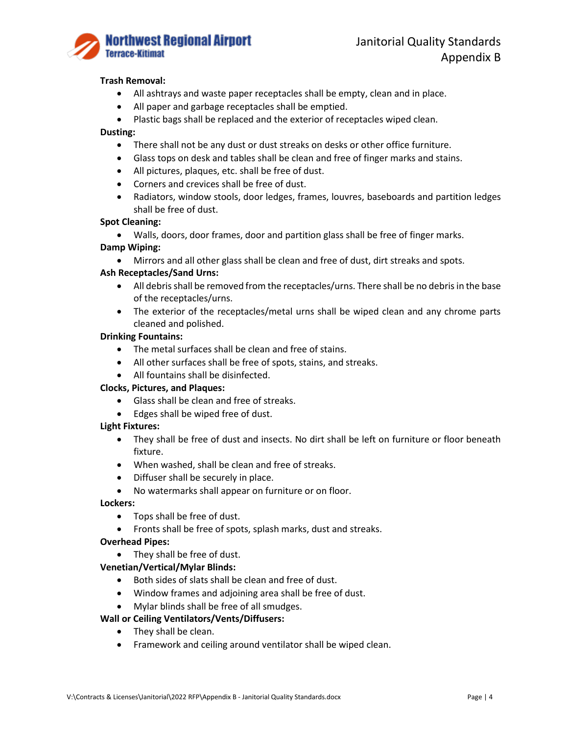**Trash Removal:**

- All ashtrays and waste paper receptacles shall be empty, clean and in place.
- All paper and garbage receptacles shall be emptied.
- Plastic bags shall be replaced and the exterior of receptacles wiped clean.

**Dusting:**

- There shall not be any dust or dust streaks on desks or other office furniture.
- Glass tops on desk and tables shall be clean and free of finger marks and stains.
- All pictures, plaques, etc. shall be free of dust.
- Corners and crevices shall be free of dust.
- Radiators, window stools, door ledges, frames, louvres, baseboards and partition ledges shall be free of dust.

**Spot Cleaning:**

- Walls, doors, door frames, door and partition glass shall be free of finger marks.

**Damp Wiping:**

- Mirrors and all other glass shall be clean and free of dust, dirt streaks and spots.

**Ash Receptacles/Sand Urns:**

- All debris shall be removed from the receptacles/urns. There shall be no debris in the base of the receptacles/urns.
- The exterior of the receptacles/metal urns shall be wiped clean and any chrome parts cleaned and polished.

**Drinking Fountains:**

- The metal surfaces shall be clean and free of stains.
- All other surfaces shall be free of spots, stains, and streaks.
- All fountains shall be disinfected.

**Clocks, Pictures, and Plaques:**

- Glass shall be clean and free of streaks.
- Edges shall be wiped free of dust.

**Light Fixtures:**

- They shall be free of dust and insects. No dirt shall be left on furniture or floor beneath fixture.
- When washed, shall be clean and free of streaks.
- Diffuser shall be securely in place.
- No watermarks shall appear on furniture or on floor.

**Lockers:**

- Tops shall be free of dust.
- Fronts shall be free of spots, splash marks, dust and streaks.

**Overhead Pipes:**

- They shall be free of dust.

**Venetian/Vertical/Mylar Blinds:**

- Both sides of slats shall be clean and free of dust.
- Window frames and adjoining area shall be free of dust.
- Mylar blinds shall be free of all smudges.

**Wall or Ceiling Ventilators/Vents/Diffusers:**

- They shall be clean.
- Framework and ceiling around ventilator shall be wiped clean.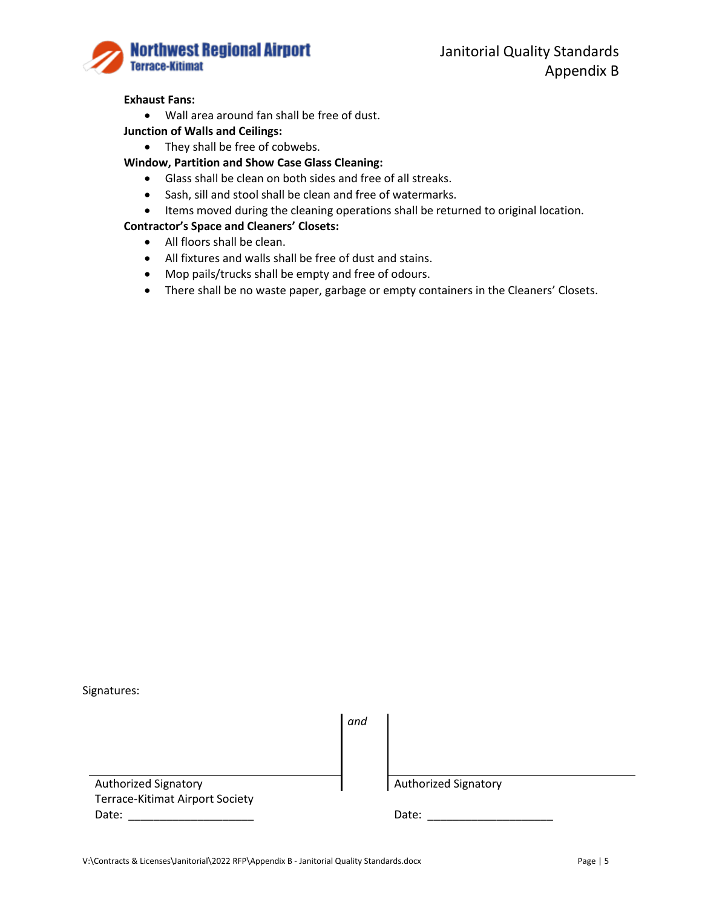**Exhaust Fans:**

- Wall area around fan shall be free of dust.

**Junction of Walls and Ceilings:**

- They shall be free of cobwebs.

**Window, Partition and Show Case Glass Cleaning:**

- Glass shall be clean on both sides and free of all streaks.
- Sash, sill and stool shall be clean and free of watermarks.
- Items moved during the cleaning operations shall be returned to original location.

**Contractor's Space and Cleaners' Closets:**

- All floors shall be clean.
- All fixtures and walls shall be free of dust and stains.
- Mop pails/trucks shall be empty and free of odours.
- There shall be no waste paper, garbage or empty containers in the Cleaners' Closets.

Signatures:

| | | |
|---|---|---|
| | *and* | |
| Authorized Signatory<br>Terrace-Kitimat Airport Society<br>Date: ____________________ | | Authorized Signatory<br><br>Date: ____________________ |